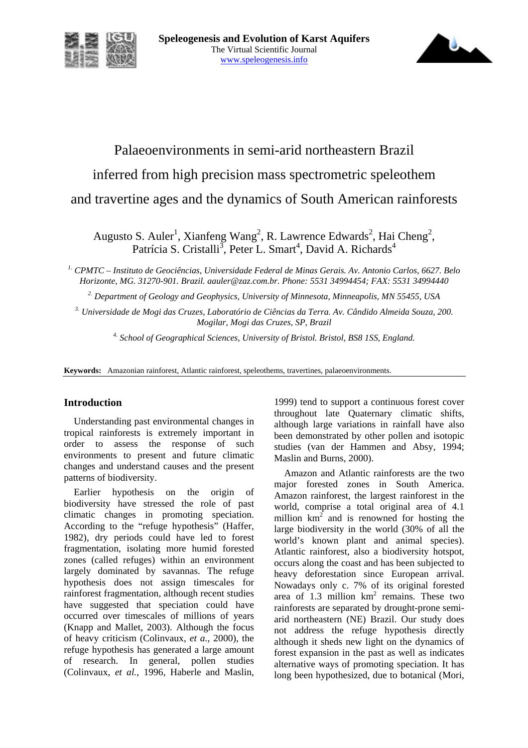# Palaeoenvironments in semi-arid northeastern Brazil inferred from high precision mass spectrometric speleothem and travertine ages and the dynamics of South American rainforests

Augusto S. Auler[1], Xianfeng Wang[2], R. Lawrence Edwards[2], Hai Cheng[2], Patrícia S. Cristalli[3], Peter L. Smart[4], David A. Richards[4]

[1] *CPMTC – Instituto de Geociências, Universidade Federal de Minas Gerais. Av. Antonio Carlos, 6627. Belo Horizonte, MG. 31270-901. Brazil. aauler@zaz.com.br. Phone: 5531 34994454; FAX: 5531 34994440*

[2] *Department of Geology and Geophysics, University of Minnesota, Minneapolis, MN 55455, USA*

[3] *Universidade de Mogi das Cruzes, Laboratório de Ciências da Terra. Av. Cândido Almeida Souza, 200. Mogilar, Mogi das Cruzes, SP, Brazil*

[4] *School of Geographical Sciences, University of Bristol. Bristol, BS8 1SS, England.*

**Keywords:** Amazonian rainforest, Atlantic rainforest, speleothems, travertines, palaeoenvironments.

## Introduction

Understanding past environmental changes in tropical rainforests is extremely important in order to assess the response of such environments to present and future climatic changes and understand causes and the present patterns of biodiversity.

Earlier hypothesis on the origin of biodiversity have stressed the role of past climatic changes in promoting speciation. According to the "refuge hypothesis" (Haffer, 1982), dry periods could have led to forest fragmentation, isolating more humid forested zones (called refuges) within an environment largely dominated by savannas. The refuge hypothesis does not assign timescales for rainforest fragmentation, although recent studies have suggested that speciation could have occurred over timescales of millions of years (Knapp and Mallet, 2003). Although the focus of heavy criticism (Colinvaux, *et a.*, 2000), the refuge hypothesis has generated a large amount of research. In general, pollen studies (Colinvaux, *et al.*, 1996, Haberle and Maslin, 1999) tend to support a continuous forest cover throughout late Quaternary climatic shifts, although large variations in rainfall have also been demonstrated by other pollen and isotopic studies (van der Hammen and Absy, 1994; Maslin and Burns, 2000).

Amazon and Atlantic rainforests are the two major forested zones in South America. Amazon rainforest, the largest rainforest in the world, comprise a total original area of 4.1 million km$^2$ and is renowned for hosting the large biodiversity in the world (30% of all the world's known plant and animal species). Atlantic rainforest, also a biodiversity hotspot, occurs along the coast and has been subjected to heavy deforestation since European arrival. Nowadays only c. 7% of its original forested area of 1.3 million km$^2$ remains. These two rainforests are separated by drought-prone semi-arid northeastern (NE) Brazil. Our study does not address the refuge hypothesis directly although it sheds new light on the dynamics of forest expansion in the past as well as indicates alternative ways of promoting speciation. It has long been hypothesized, due to botanical (Mori,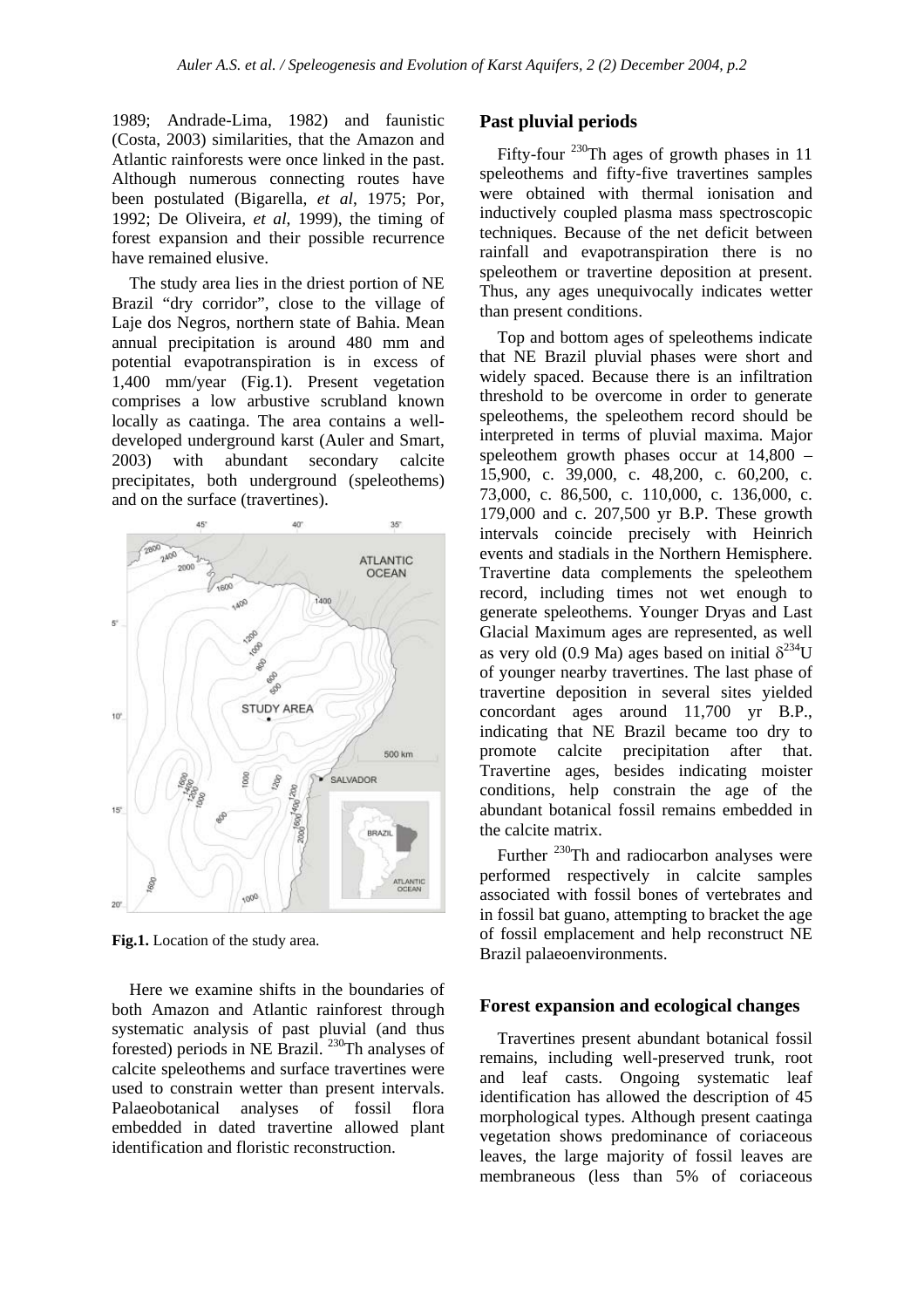1989; Andrade-Lima, 1982) and faunistic (Costa, 2003) similarities, that the Amazon and Atlantic rainforests were once linked in the past. Although numerous connecting routes have been postulated (Bigarella, *et al*, 1975; Por, 1992; De Oliveira, *et al*, 1999), the timing of forest expansion and their possible recurrence have remained elusive.

The study area lies in the driest portion of NE Brazil "dry corridor", close to the village of Laje dos Negros, northern state of Bahia. Mean annual precipitation is around 480 mm and potential evapotranspiration is in excess of 1,400 mm/year (Fig.1). Present vegetation comprises a low arbustive scrubland known locally as caatinga. The area contains a well-developed underground karst (Auler and Smart, 2003) with abundant secondary calcite precipitates, both underground (speleothems) and on the surface (travertines).

**Fig.1.** Location of the study area.

Here we examine shifts in the boundaries of both Amazon and Atlantic rainforest through systematic analysis of past pluvial (and thus forested) periods in NE Brazil. $^{230}$Th analyses of calcite speleothems and surface travertines were used to constrain wetter than present intervals. Palaeobotanical analyses of fossil flora embedded in dated travertine allowed plant identification and floristic reconstruction.

## Past pluvial periods

Fifty-four $^{230}$Th ages of growth phases in 11 speleothems and fifty-five travertines samples were obtained with thermal ionisation and inductively coupled plasma mass spectroscopic techniques. Because of the net deficit between rainfall and evapotranspiration there is no speleothem or travertine deposition at present. Thus, any ages unequivocally indicates wetter than present conditions.

Top and bottom ages of speleothems indicate that NE Brazil pluvial phases were short and widely spaced. Because there is an infiltration threshold to be overcome in order to generate speleothems, the speleothem record should be interpreted in terms of pluvial maxima. Major speleothem growth phases occur at 14,800 – 15,900, c. 39,000, c. 48,200, c. 60,200, c. 73,000, c. 86,500, c. 110,000, c. 136,000, c. 179,000 and c. 207,500 yr B.P. These growth intervals coincide precisely with Heinrich events and stadials in the Northern Hemisphere. Travertine data complements the speleothem record, including times not wet enough to generate speleothems. Younger Dryas and Last Glacial Maximum ages are represented, as well as very old (0.9 Ma) ages based on initial $\delta^{234}$U of younger nearby travertines. The last phase of travertine deposition in several sites yielded concordant ages around 11,700 yr B.P., indicating that NE Brazil became too dry to promote calcite precipitation after that. Travertine ages, besides indicating moister conditions, help constrain the age of the abundant botanical fossil remains embedded in the calcite matrix.

Further $^{230}$Th and radiocarbon analyses were performed respectively in calcite samples associated with fossil bones of vertebrates and in fossil bat guano, attempting to bracket the age of fossil emplacement and help reconstruct NE Brazil palaeoenvironments.

## Forest expansion and ecological changes

Travertines present abundant botanical fossil remains, including well-preserved trunk, root and leaf casts. Ongoing systematic leaf identification has allowed the description of 45 morphological types. Although present caatinga vegetation shows predominance of coriaceous leaves, the large majority of fossil leaves are membraneous (less than 5% of coriaceous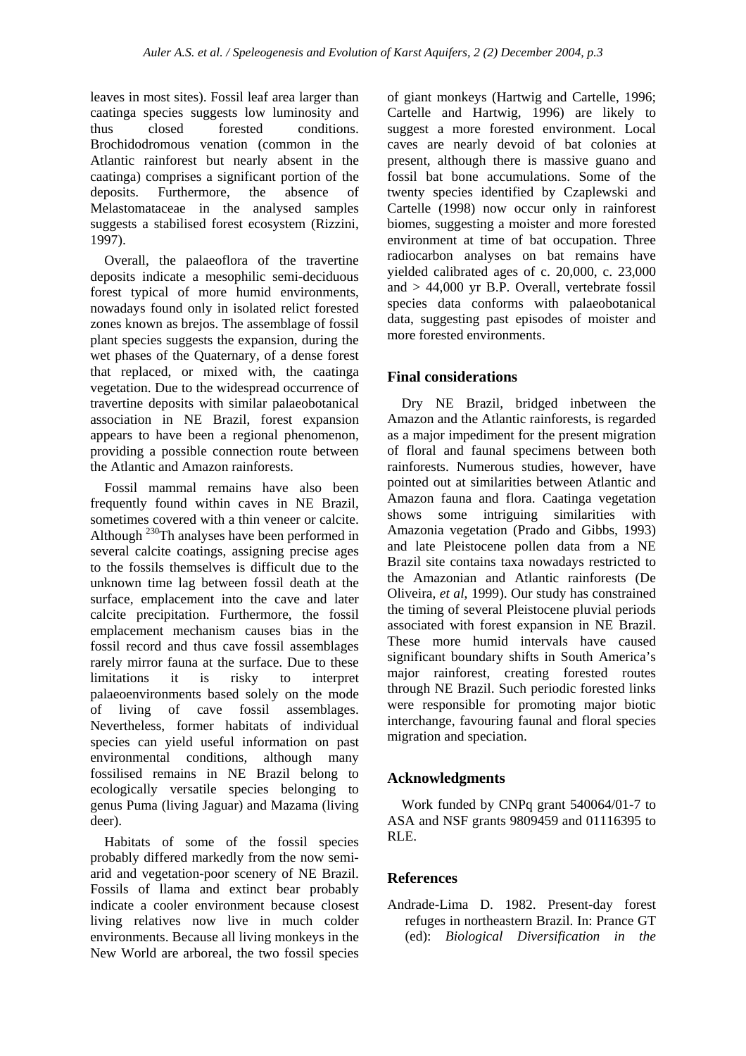leaves in most sites). Fossil leaf area larger than caatinga species suggests low luminosity and thus closed forested conditions. Brochidodromous venation (common in the Atlantic rainforest but nearly absent in the caatinga) comprises a significant portion of the deposits. Furthermore, the absence of Melastomataceae in the analysed samples suggests a stabilised forest ecosystem (Rizzini, 1997).

Overall, the palaeoflora of the travertine deposits indicate a mesophilic semi-deciduous forest typical of more humid environments, nowadays found only in isolated relict forested zones known as brejos. The assemblage of fossil plant species suggests the expansion, during the wet phases of the Quaternary, of a dense forest that replaced, or mixed with, the caatinga vegetation. Due to the widespread occurrence of travertine deposits with similar palaeobotanical association in NE Brazil, forest expansion appears to have been a regional phenomenon, providing a possible connection route between the Atlantic and Amazon rainforests.

Fossil mammal remains have also been frequently found within caves in NE Brazil, sometimes covered with a thin veneer or calcite. Although $^{230}$Th analyses have been performed in several calcite coatings, assigning precise ages to the fossils themselves is difficult due to the unknown time lag between fossil death at the surface, emplacement into the cave and later calcite precipitation. Furthermore, the fossil emplacement mechanism causes bias in the fossil record and thus cave fossil assemblages rarely mirror fauna at the surface. Due to these limitations it is risky to interpret palaeoenvironments based solely on the mode of living of cave fossil assemblages. Nevertheless, former habitats of individual species can yield useful information on past environmental conditions, although many fossilised remains in NE Brazil belong to ecologically versatile species belonging to genus Puma (living Jaguar) and Mazama (living deer).

Habitats of some of the fossil species probably differed markedly from the now semi-arid and vegetation-poor scenery of NE Brazil. Fossils of llama and extinct bear probably indicate a cooler environment because closest living relatives now live in much colder environments. Because all living monkeys in the New World are arboreal, the two fossil species of giant monkeys (Hartwig and Cartelle, 1996; Cartelle and Hartwig, 1996) are likely to suggest a more forested environment. Local caves are nearly devoid of bat colonies at present, although there is massive guano and fossil bat bone accumulations. Some of the twenty species identified by Czaplewski and Cartelle (1998) now occur only in rainforest biomes, suggesting a moister and more forested environment at time of bat occupation. Three radiocarbon analyses on bat remains have yielded calibrated ages of c. 20,000, c. 23,000 and > 44,000 yr B.P. Overall, vertebrate fossil species data conforms with palaeobotanical data, suggesting past episodes of moister and more forested environments.

## Final considerations

Dry NE Brazil, bridged inbetween the Amazon and the Atlantic rainforests, is regarded as a major impediment for the present migration of floral and faunal specimens between both rainforests. Numerous studies, however, have pointed out at similarities between Atlantic and Amazon fauna and flora. Caatinga vegetation shows some intriguing similarities with Amazonia vegetation (Prado and Gibbs, 1993) and late Pleistocene pollen data from a NE Brazil site contains taxa nowadays restricted to the Amazonian and Atlantic rainforests (De Oliveira, *et al*, 1999). Our study has constrained the timing of several Pleistocene pluvial periods associated with forest expansion in NE Brazil. These more humid intervals have caused significant boundary shifts in South America's major rainforest, creating forested routes through NE Brazil. Such periodic forested links were responsible for promoting major biotic interchange, favouring faunal and floral species migration and speciation.

## Acknowledgments

Work funded by CNPq grant 540064/01-7 to ASA and NSF grants 9809459 and 01116395 to RLE.

## References

Andrade-Lima D. 1982. Present-day forest refuges in northeastern Brazil. In: Prance GT (ed): *Biological Diversification in the*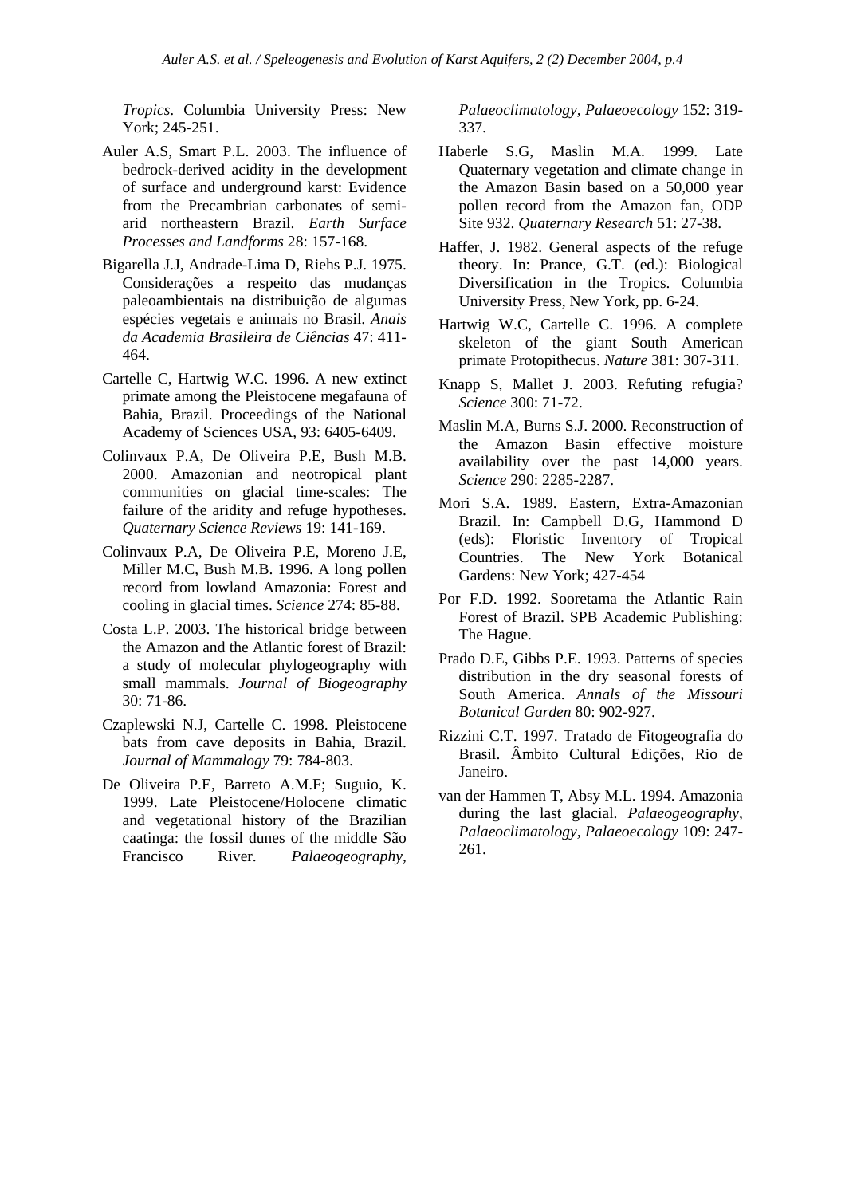*Tropics*. Columbia University Press: New York; 245-251.

Auler A.S, Smart P.L. 2003. The influence of bedrock-derived acidity in the development of surface and underground karst: Evidence from the Precambrian carbonates of semi-arid northeastern Brazil. *Earth Surface Processes and Landforms* 28: 157-168.

Bigarella J.J, Andrade-Lima D, Riehs P.J. 1975. Considerações a respeito das mudanças paleoambientais na distribuição de algumas espécies vegetais e animais no Brasil. *Anais da Academia Brasileira de Ciências* 47: 411-464.

Cartelle C, Hartwig W.C. 1996. A new extinct primate among the Pleistocene megafauna of Bahia, Brazil. Proceedings of the National Academy of Sciences USA, 93: 6405-6409.

Colinvaux P.A, De Oliveira P.E, Bush M.B. 2000. Amazonian and neotropical plant communities on glacial time-scales: The failure of the aridity and refuge hypotheses. *Quaternary Science Reviews* 19: 141-169.

Colinvaux P.A, De Oliveira P.E, Moreno J.E, Miller M.C, Bush M.B. 1996. A long pollen record from lowland Amazonia: Forest and cooling in glacial times. *Science* 274: 85-88.

Costa L.P. 2003. The historical bridge between the Amazon and the Atlantic forest of Brazil: a study of molecular phylogeography with small mammals. *Journal of Biogeography* 30: 71-86.

Czaplewski N.J, Cartelle C. 1998. Pleistocene bats from cave deposits in Bahia, Brazil. *Journal of Mammalogy* 79: 784-803.

De Oliveira P.E, Barreto A.M.F; Suguio, K. 1999. Late Pleistocene/Holocene climatic and vegetational history of the Brazilian caatinga: the fossil dunes of the middle São Francisco River. *Palaeogeography, Palaeoclimatology, Palaeoecology* 152: 319-337.

Haberle S.G, Maslin M.A. 1999. Late Quaternary vegetation and climate change in the Amazon Basin based on a 50,000 year pollen record from the Amazon fan, ODP Site 932. *Quaternary Research* 51: 27-38.

Haffer, J. 1982. General aspects of the refuge theory. In: Prance, G.T. (ed.): Biological Diversification in the Tropics. Columbia University Press, New York, pp. 6-24.

Hartwig W.C, Cartelle C. 1996. A complete skeleton of the giant South American primate Protopithecus. *Nature* 381: 307-311.

Knapp S, Mallet J. 2003. Refuting refugia? *Science* 300: 71-72.

Maslin M.A, Burns S.J. 2000. Reconstruction of the Amazon Basin effective moisture availability over the past 14,000 years. *Science* 290: 2285-2287.

Mori S.A. 1989. Eastern, Extra-Amazonian Brazil. In: Campbell D.G, Hammond D (eds): Floristic Inventory of Tropical Countries. The New York Botanical Gardens: New York; 427-454

Por F.D. 1992. Sooretama the Atlantic Rain Forest of Brazil. SPB Academic Publishing: The Hague.

Prado D.E, Gibbs P.E. 1993. Patterns of species distribution in the dry seasonal forests of South America. *Annals of the Missouri Botanical Garden* 80: 902-927.

Rizzini C.T. 1997. Tratado de Fitogeografia do Brasil. Âmbito Cultural Edições, Rio de Janeiro.

van der Hammen T, Absy M.L. 1994. Amazonia during the last glacial. *Palaeogeography, Palaeoclimatology, Palaeoecology* 109: 247-261.